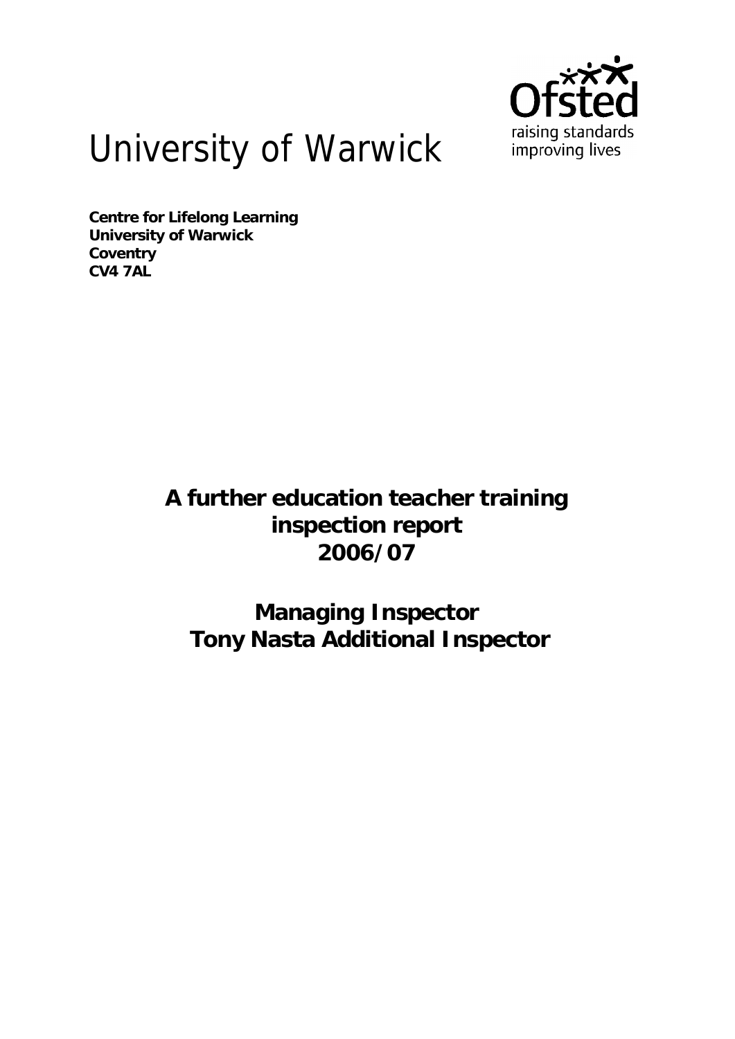# University of Warwick

**Centre for Lifelong Learning**
**University of Warwick**
**Coventry**
**CV4 7AL**

## A further education teacher training inspection report 2006/07

## Managing Inspector
## Tony Nasta Additional Inspector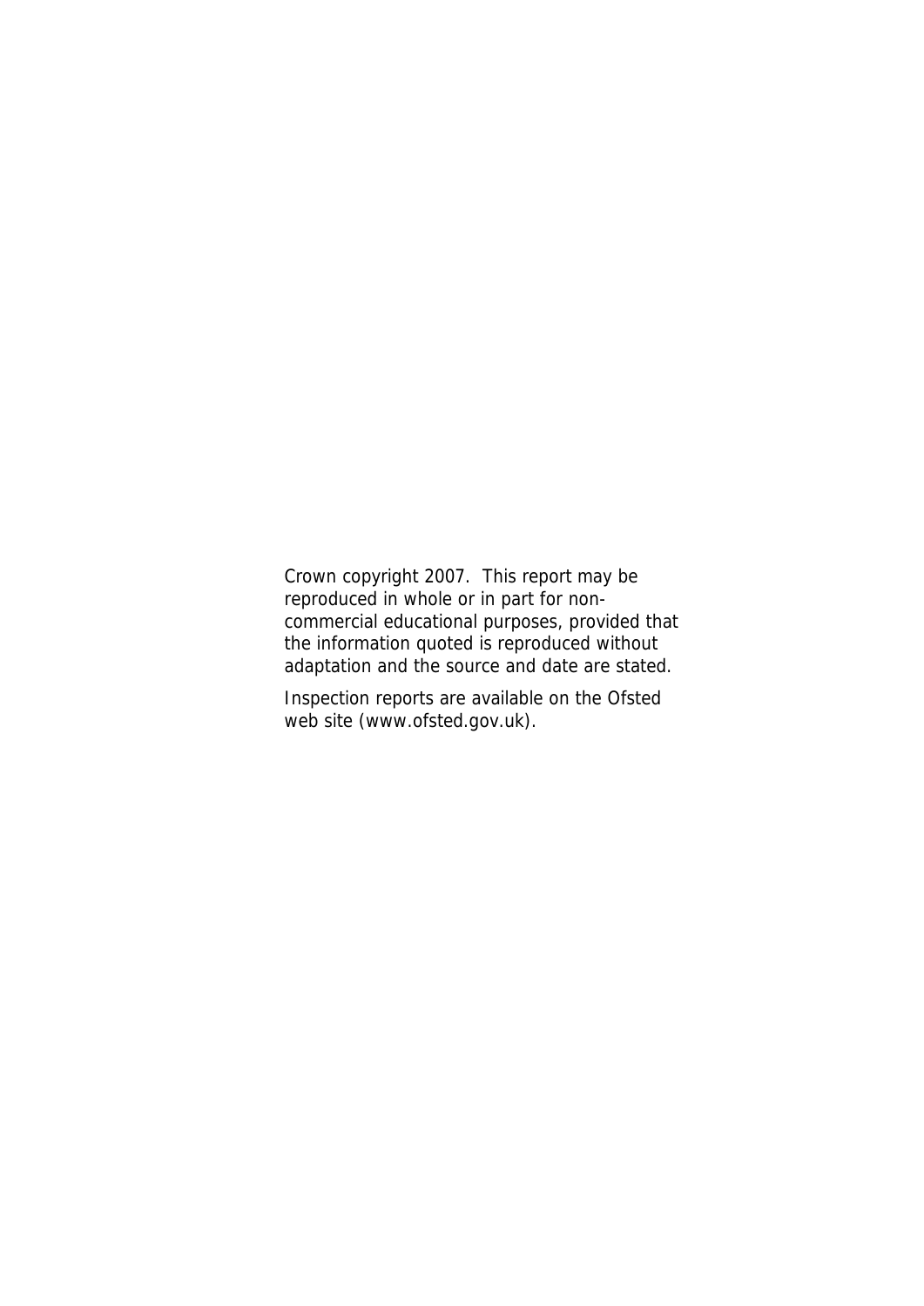Crown copyright 2007. This report may be reproduced in whole or in part for non-commercial educational purposes, provided that the information quoted is reproduced without adaptation and the source and date are stated.

Inspection reports are available on the Ofsted web site (www.ofsted.gov.uk).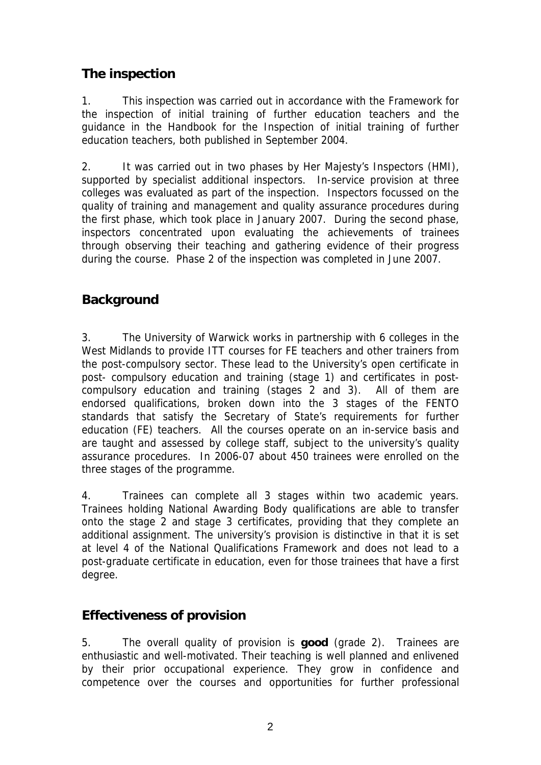## The inspection

1. This inspection was carried out in accordance with the Framework for the inspection of initial training of further education teachers and the guidance in the Handbook for the Inspection of initial training of further education teachers, both published in September 2004.

2. It was carried out in two phases by Her Majesty's Inspectors (HMI), supported by specialist additional inspectors. In-service provision at three colleges was evaluated as part of the inspection. Inspectors focussed on the quality of training and management and quality assurance procedures during the first phase, which took place in January 2007. During the second phase, inspectors concentrated upon evaluating the achievements of trainees through observing their teaching and gathering evidence of their progress during the course. Phase 2 of the inspection was completed in June 2007.

## Background

3. The University of Warwick works in partnership with 6 colleges in the West Midlands to provide ITT courses for FE teachers and other trainers from the post-compulsory sector. These lead to the University's open certificate in post- compulsory education and training (stage 1) and certificates in post-compulsory education and training (stages 2 and 3). All of them are endorsed qualifications, broken down into the 3 stages of the FENTO standards that satisfy the Secretary of State's requirements for further education (FE) teachers. All the courses operate on an in-service basis and are taught and assessed by college staff, subject to the university's quality assurance procedures. In 2006-07 about 450 trainees were enrolled on the three stages of the programme.

4. Trainees can complete all 3 stages within two academic years. Trainees holding National Awarding Body qualifications are able to transfer onto the stage 2 and stage 3 certificates, providing that they complete an additional assignment. The university's provision is distinctive in that it is set at level 4 of the National Qualifications Framework and does not lead to a post-graduate certificate in education, even for those trainees that have a first degree.

## Effectiveness of provision

5. The overall quality of provision is **good** (grade 2). Trainees are enthusiastic and well-motivated. Their teaching is well planned and enlivened by their prior occupational experience. They grow in confidence and competence over the courses and opportunities for further professional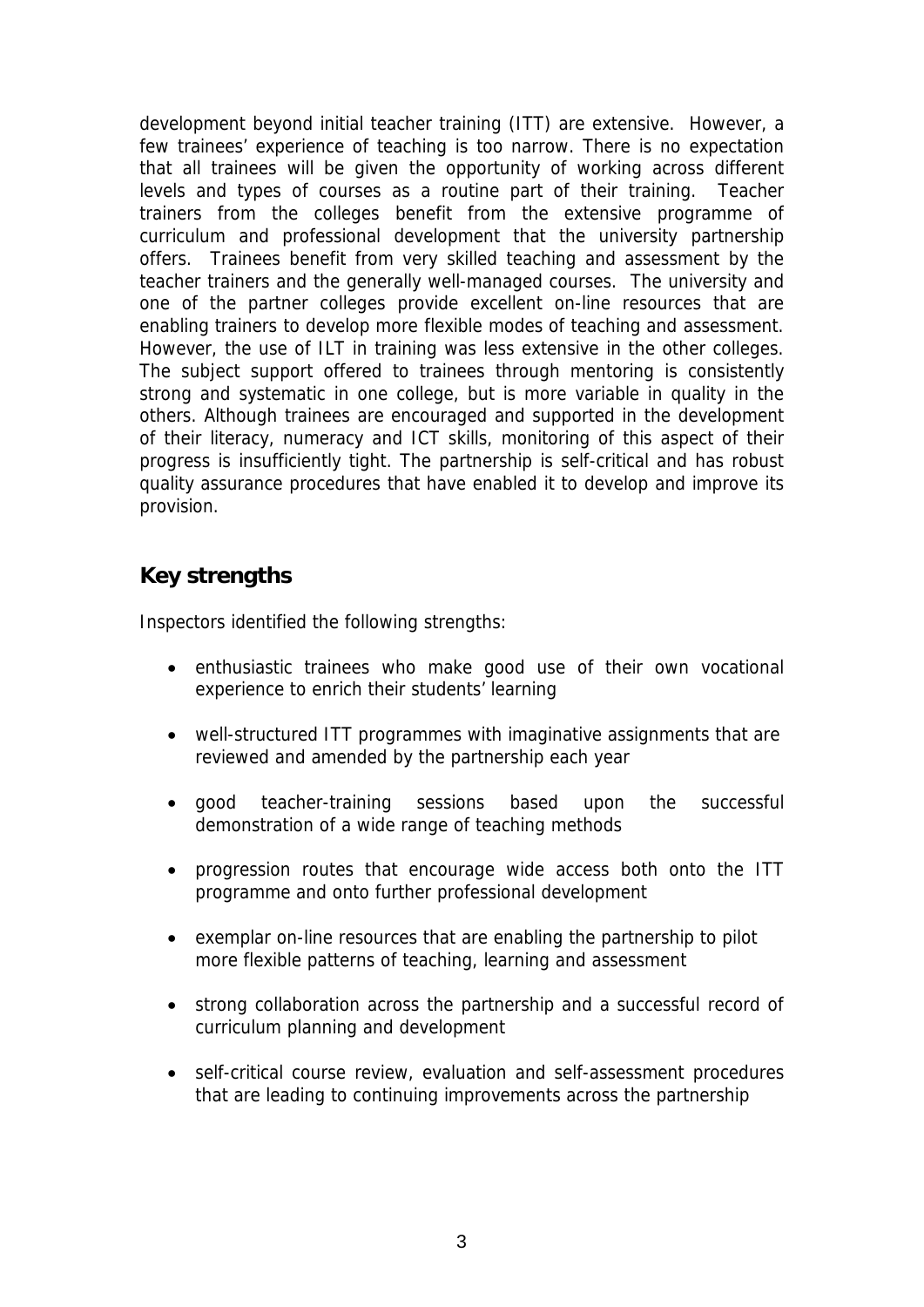development beyond initial teacher training (ITT) are extensive. However, a few trainees' experience of teaching is too narrow. There is no expectation that all trainees will be given the opportunity of working across different levels and types of courses as a routine part of their training. Teacher trainers from the colleges benefit from the extensive programme of curriculum and professional development that the university partnership offers. Trainees benefit from very skilled teaching and assessment by the teacher trainers and the generally well-managed courses. The university and one of the partner colleges provide excellent on-line resources that are enabling trainers to develop more flexible modes of teaching and assessment. However, the use of ILT in training was less extensive in the other colleges. The subject support offered to trainees through mentoring is consistently strong and systematic in one college, but is more variable in quality in the others. Although trainees are encouraged and supported in the development of their literacy, numeracy and ICT skills, monitoring of this aspect of their progress is insufficiently tight. The partnership is self-critical and has robust quality assurance procedures that have enabled it to develop and improve its provision.

## Key strengths

Inspectors identified the following strengths:

- enthusiastic trainees who make good use of their own vocational experience to enrich their students' learning
- well-structured ITT programmes with imaginative assignments that are reviewed and amended by the partnership each year
- good teacher-training sessions based upon the successful demonstration of a wide range of teaching methods
- progression routes that encourage wide access both onto the ITT programme and onto further professional development
- exemplar on-line resources that are enabling the partnership to pilot more flexible patterns of teaching, learning and assessment
- strong collaboration across the partnership and a successful record of curriculum planning and development
- self-critical course review, evaluation and self-assessment procedures that are leading to continuing improvements across the partnership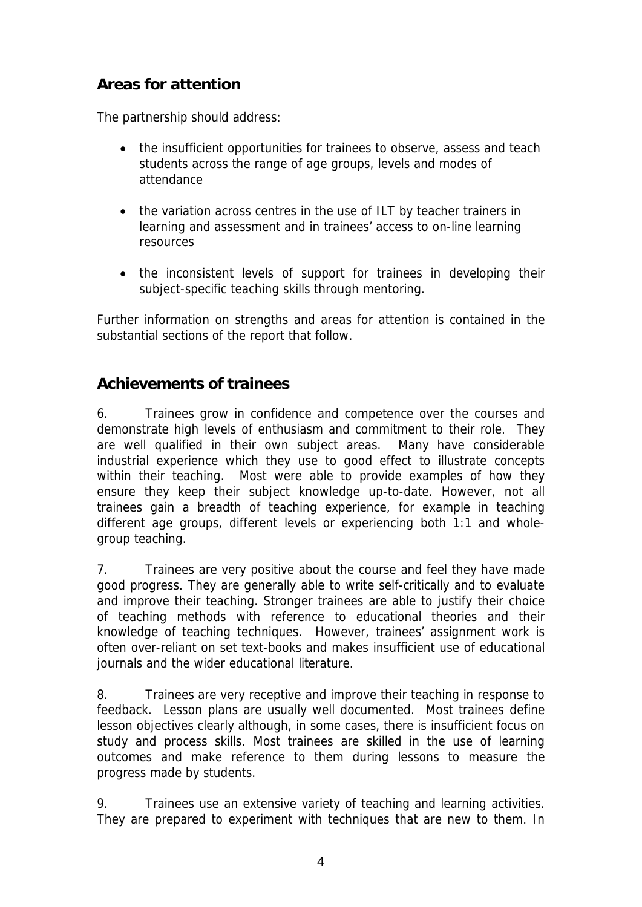## Areas for attention

The partnership should address:

- the insufficient opportunities for trainees to observe, assess and teach students across the range of age groups, levels and modes of attendance

- the variation across centres in the use of ILT by teacher trainers in learning and assessment and in trainees' access to on-line learning resources

- the inconsistent levels of support for trainees in developing their subject-specific teaching skills through mentoring.

Further information on strengths and areas for attention is contained in the substantial sections of the report that follow.

## Achievements of trainees

6. Trainees grow in confidence and competence over the courses and demonstrate high levels of enthusiasm and commitment to their role. They are well qualified in their own subject areas. Many have considerable industrial experience which they use to good effect to illustrate concepts within their teaching. Most were able to provide examples of how they ensure they keep their subject knowledge up-to-date. However, not all trainees gain a breadth of teaching experience, for example in teaching different age groups, different levels or experiencing both 1:1 and whole-group teaching.

7. Trainees are very positive about the course and feel they have made good progress. They are generally able to write self-critically and to evaluate and improve their teaching. Stronger trainees are able to justify their choice of teaching methods with reference to educational theories and their knowledge of teaching techniques. However, trainees' assignment work is often over-reliant on set text-books and makes insufficient use of educational journals and the wider educational literature.

8. Trainees are very receptive and improve their teaching in response to feedback. Lesson plans are usually well documented. Most trainees define lesson objectives clearly although, in some cases, there is insufficient focus on study and process skills. Most trainees are skilled in the use of learning outcomes and make reference to them during lessons to measure the progress made by students.

9. Trainees use an extensive variety of teaching and learning activities. They are prepared to experiment with techniques that are new to them. In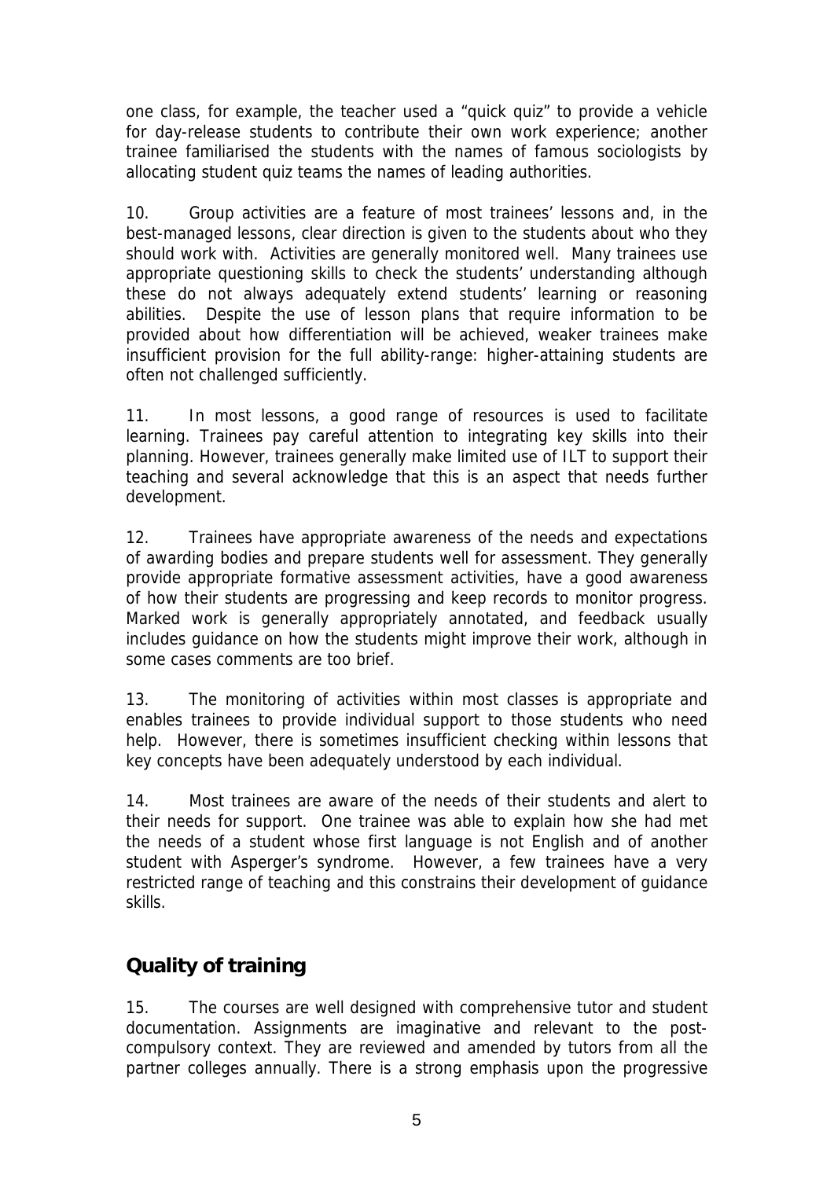one class, for example, the teacher used a "quick quiz" to provide a vehicle for day-release students to contribute their own work experience; another trainee familiarised the students with the names of famous sociologists by allocating student quiz teams the names of leading authorities.

10. Group activities are a feature of most trainees' lessons and, in the best-managed lessons, clear direction is given to the students about who they should work with. Activities are generally monitored well. Many trainees use appropriate questioning skills to check the students' understanding although these do not always adequately extend students' learning or reasoning abilities. Despite the use of lesson plans that require information to be provided about how differentiation will be achieved, weaker trainees make insufficient provision for the full ability-range: higher-attaining students are often not challenged sufficiently.

11. In most lessons, a good range of resources is used to facilitate learning. Trainees pay careful attention to integrating key skills into their planning. However, trainees generally make limited use of ILT to support their teaching and several acknowledge that this is an aspect that needs further development.

12. Trainees have appropriate awareness of the needs and expectations of awarding bodies and prepare students well for assessment. They generally provide appropriate formative assessment activities, have a good awareness of how their students are progressing and keep records to monitor progress. Marked work is generally appropriately annotated, and feedback usually includes guidance on how the students might improve their work, although in some cases comments are too brief.

13. The monitoring of activities within most classes is appropriate and enables trainees to provide individual support to those students who need help. However, there is sometimes insufficient checking within lessons that key concepts have been adequately understood by each individual.

14. Most trainees are aware of the needs of their students and alert to their needs for support. One trainee was able to explain how she had met the needs of a student whose first language is not English and of another student with Asperger's syndrome. However, a few trainees have a very restricted range of teaching and this constrains their development of guidance skills.

## Quality of training

15. The courses are well designed with comprehensive tutor and student documentation. Assignments are imaginative and relevant to the post-compulsory context. They are reviewed and amended by tutors from all the partner colleges annually. There is a strong emphasis upon the progressive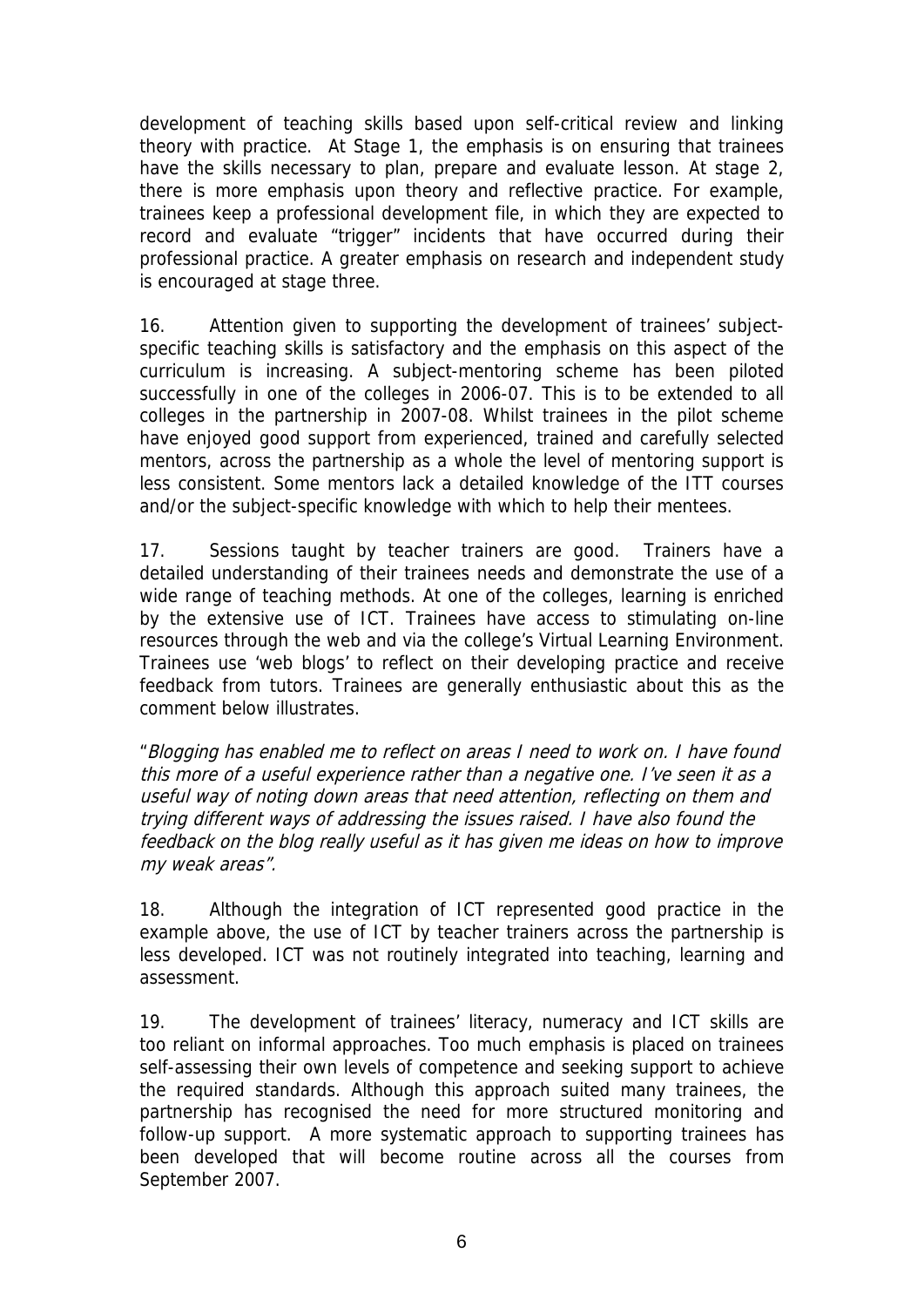development of teaching skills based upon self-critical review and linking theory with practice. At Stage 1, the emphasis is on ensuring that trainees have the skills necessary to plan, prepare and evaluate lesson. At stage 2, there is more emphasis upon theory and reflective practice. For example, trainees keep a professional development file, in which they are expected to record and evaluate "trigger" incidents that have occurred during their professional practice. A greater emphasis on research and independent study is encouraged at stage three.

16. Attention given to supporting the development of trainees' subject-specific teaching skills is satisfactory and the emphasis on this aspect of the curriculum is increasing. A subject-mentoring scheme has been piloted successfully in one of the colleges in 2006-07. This is to be extended to all colleges in the partnership in 2007-08. Whilst trainees in the pilot scheme have enjoyed good support from experienced, trained and carefully selected mentors, across the partnership as a whole the level of mentoring support is less consistent. Some mentors lack a detailed knowledge of the ITT courses and/or the subject-specific knowledge with which to help their mentees.

17. Sessions taught by teacher trainers are good. Trainers have a detailed understanding of their trainees needs and demonstrate the use of a wide range of teaching methods. At one of the colleges, learning is enriched by the extensive use of ICT. Trainees have access to stimulating on-line resources through the web and via the college's Virtual Learning Environment. Trainees use 'web blogs' to reflect on their developing practice and receive feedback from tutors. Trainees are generally enthusiastic about this as the comment below illustrates.

"*Blogging has enabled me to reflect on areas I need to work on. I have found this more of a useful experience rather than a negative one. I've seen it as a useful way of noting down areas that need attention, reflecting on them and trying different ways of addressing the issues raised. I have also found the feedback on the blog really useful as it has given me ideas on how to improve my weak areas*".

18. Although the integration of ICT represented good practice in the example above, the use of ICT by teacher trainers across the partnership is less developed. ICT was not routinely integrated into teaching, learning and assessment.

19. The development of trainees' literacy, numeracy and ICT skills are too reliant on informal approaches. Too much emphasis is placed on trainees self-assessing their own levels of competence and seeking support to achieve the required standards. Although this approach suited many trainees, the partnership has recognised the need for more structured monitoring and follow-up support. A more systematic approach to supporting trainees has been developed that will become routine across all the courses from September 2007.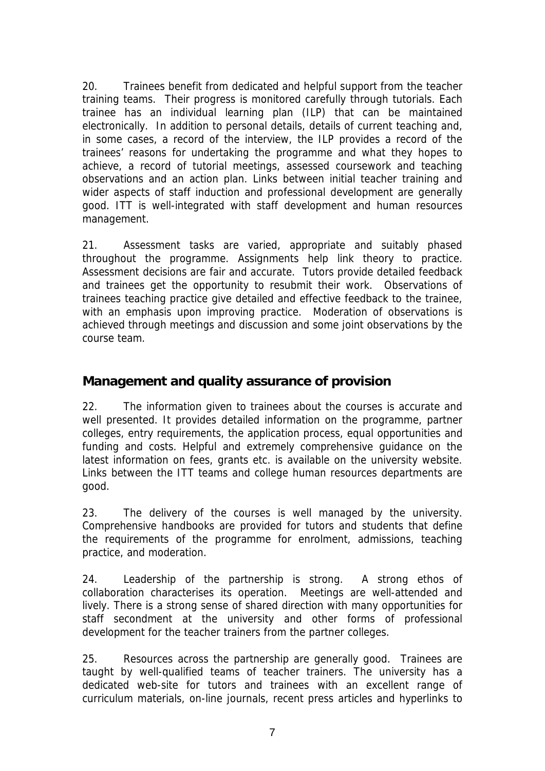20. Trainees benefit from dedicated and helpful support from the teacher training teams. Their progress is monitored carefully through tutorials. Each trainee has an individual learning plan (ILP) that can be maintained electronically. In addition to personal details, details of current teaching and, in some cases, a record of the interview, the ILP provides a record of the trainees' reasons for undertaking the programme and what they hopes to achieve, a record of tutorial meetings, assessed coursework and teaching observations and an action plan. Links between initial teacher training and wider aspects of staff induction and professional development are generally good. ITT is well-integrated with staff development and human resources management.

21. Assessment tasks are varied, appropriate and suitably phased throughout the programme. Assignments help link theory to practice. Assessment decisions are fair and accurate. Tutors provide detailed feedback and trainees get the opportunity to resubmit their work. Observations of trainees teaching practice give detailed and effective feedback to the trainee, with an emphasis upon improving practice. Moderation of observations is achieved through meetings and discussion and some joint observations by the course team.

## Management and quality assurance of provision

22. The information given to trainees about the courses is accurate and well presented. It provides detailed information on the programme, partner colleges, entry requirements, the application process, equal opportunities and funding and costs. Helpful and extremely comprehensive guidance on the latest information on fees, grants etc. is available on the university website. Links between the ITT teams and college human resources departments are good.

23. The delivery of the courses is well managed by the university. Comprehensive handbooks are provided for tutors and students that define the requirements of the programme for enrolment, admissions, teaching practice, and moderation.

24. Leadership of the partnership is strong. A strong ethos of collaboration characterises its operation. Meetings are well-attended and lively. There is a strong sense of shared direction with many opportunities for staff secondment at the university and other forms of professional development for the teacher trainers from the partner colleges.

25. Resources across the partnership are generally good. Trainees are taught by well-qualified teams of teacher trainers. The university has a dedicated web-site for tutors and trainees with an excellent range of curriculum materials, on-line journals, recent press articles and hyperlinks to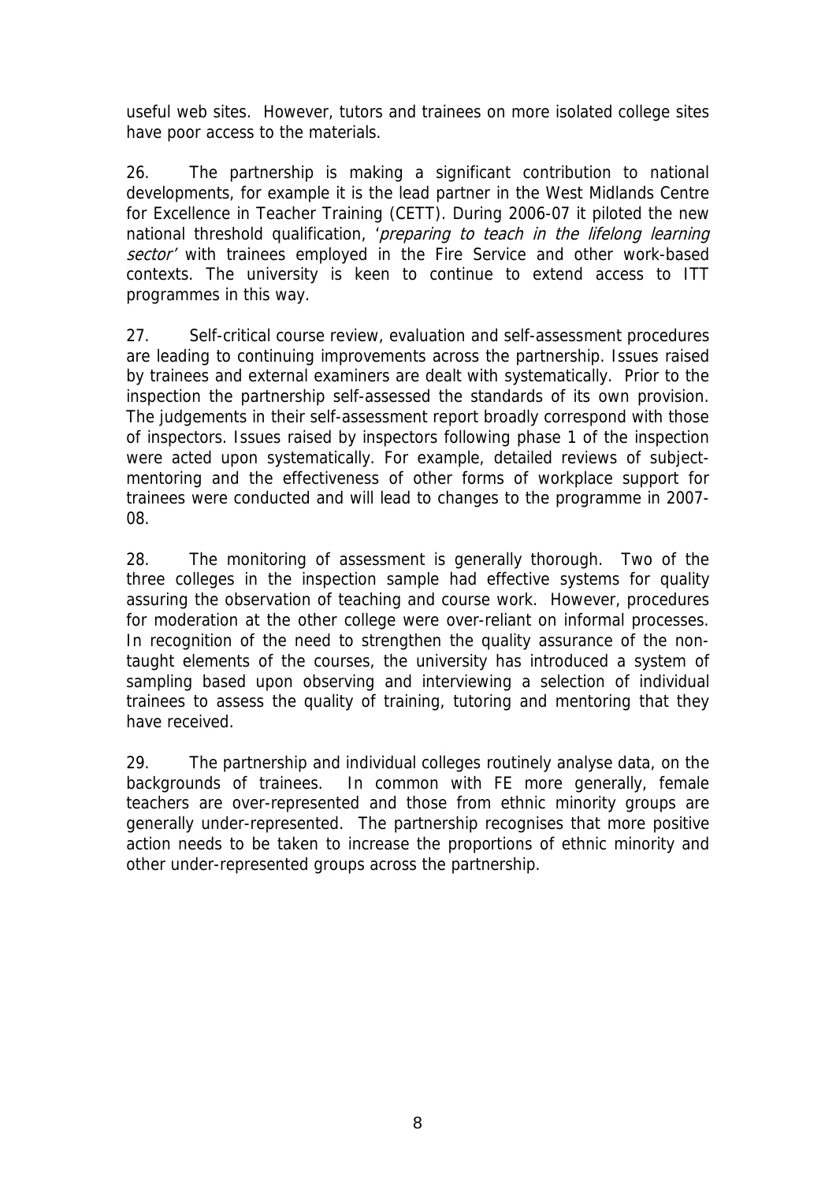useful web sites. However, tutors and trainees on more isolated college sites have poor access to the materials.

26. The partnership is making a significant contribution to national developments, for example it is the lead partner in the West Midlands Centre for Excellence in Teacher Training (CETT). During 2006-07 it piloted the new national threshold qualification, '*preparing to teach in the lifelong learning sector'* with trainees employed in the Fire Service and other work-based contexts. The university is keen to continue to extend access to ITT programmes in this way.

27. Self-critical course review, evaluation and self-assessment procedures are leading to continuing improvements across the partnership. Issues raised by trainees and external examiners are dealt with systematically. Prior to the inspection the partnership self-assessed the standards of its own provision. The judgements in their self-assessment report broadly correspond with those of inspectors. Issues raised by inspectors following phase 1 of the inspection were acted upon systematically. For example, detailed reviews of subject-mentoring and the effectiveness of other forms of workplace support for trainees were conducted and will lead to changes to the programme in 2007-08.

28. The monitoring of assessment is generally thorough. Two of the three colleges in the inspection sample had effective systems for quality assuring the observation of teaching and course work. However, procedures for moderation at the other college were over-reliant on informal processes. In recognition of the need to strengthen the quality assurance of the non-taught elements of the courses, the university has introduced a system of sampling based upon observing and interviewing a selection of individual trainees to assess the quality of training, tutoring and mentoring that they have received.

29. The partnership and individual colleges routinely analyse data, on the backgrounds of trainees. In common with FE more generally, female teachers are over-represented and those from ethnic minority groups are generally under-represented. The partnership recognises that more positive action needs to be taken to increase the proportions of ethnic minority and other under-represented groups across the partnership.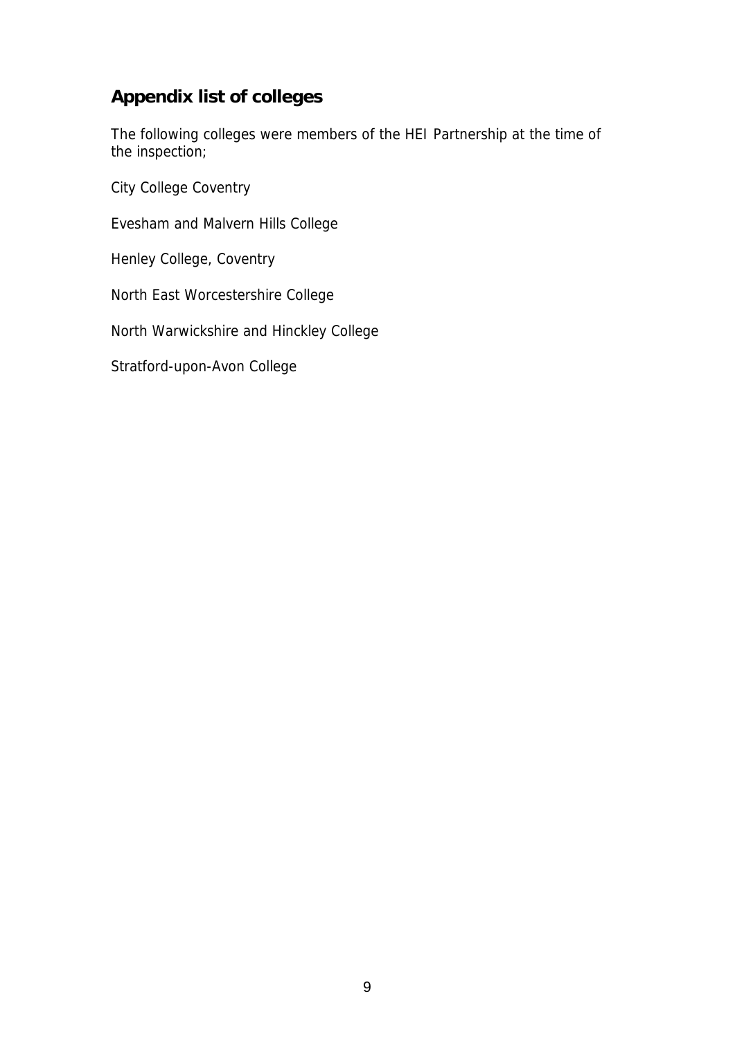## Appendix list of colleges

The following colleges were members of the HEI Partnership at the time of the inspection;

City College Coventry

Evesham and Malvern Hills College

Henley College, Coventry

North East Worcestershire College

North Warwickshire and Hinckley College

Stratford-upon-Avon College